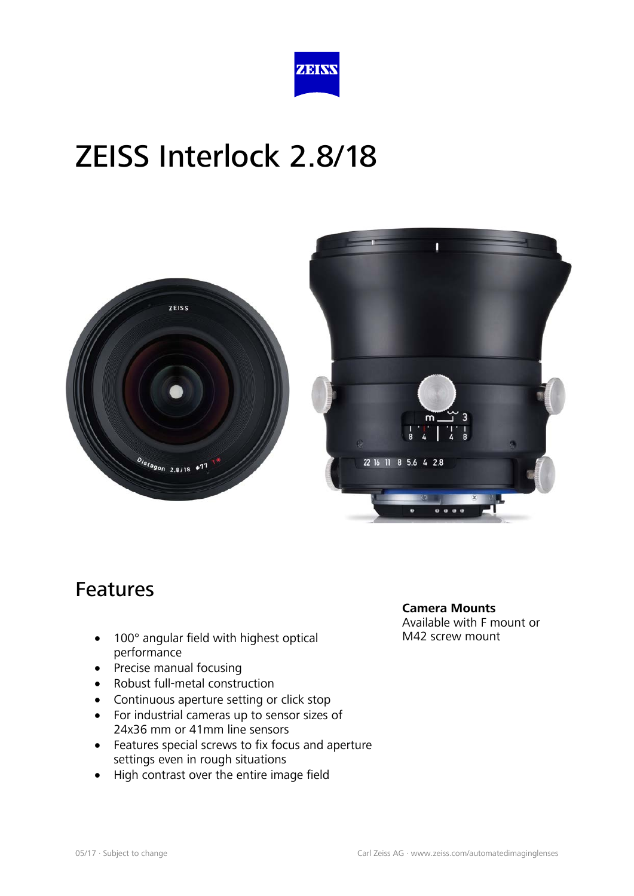# ZEISS Interlock 2.8/18

## Features

- 100° angular field with highest optical performance
- Precise manual focusing
- Robust full-metal construction
- Continuous aperture setting or click stop
- For industrial cameras up to sensor sizes of 24x36 mm or 41mm line sensors
- Features special screws to fix focus and aperture settings even in rough situations
- High contrast over the entire image field

**Camera Mounts**
Available with F mount or M42 screw mount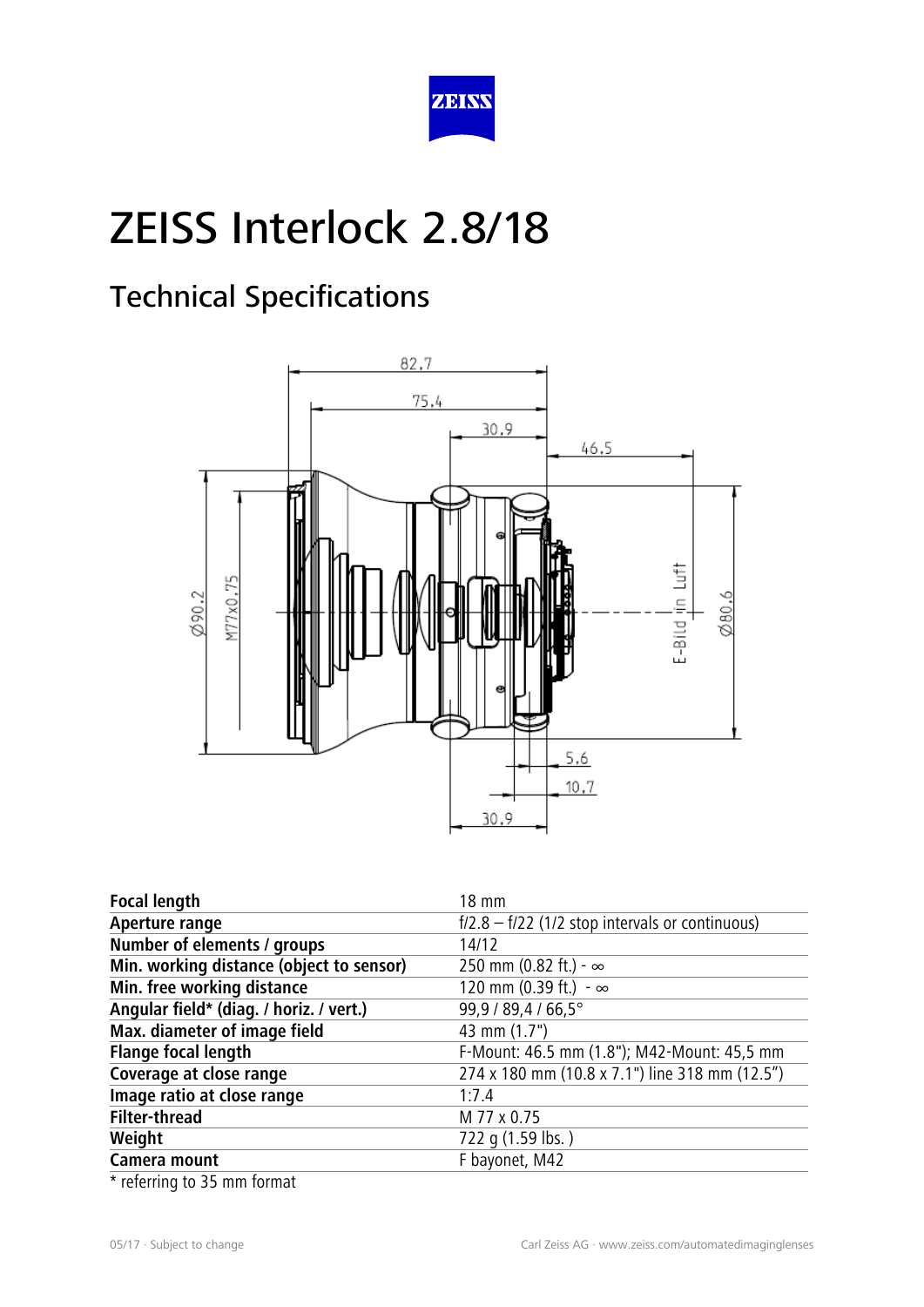# ZEISS Interlock 2.8/18

## Technical Specifications

| | |
|---|---|
| **Focal length** | 18 mm |
| **Aperture range** | f/2.8 – f/22 (1/2 stop intervals or continuous) |
| **Number of elements / groups** | 14/12 |
| **Min. working distance (object to sensor)** | 250 mm (0.82 ft.) - ∞ |
| **Min. free working distance** | 120 mm (0.39 ft.) - ∞ |
| **Angular field* (diag. / horiz. / vert.)** | 99,9 / 89,4 / 66,5° |
| **Max. diameter of image field** | 43 mm (1.7") |
| **Flange focal length** | F-Mount: 46.5 mm (1.8"); M42-Mount: 45,5 mm |
| **Coverage at close range** | 274 x 180 mm (10.8 x 7.1") line 318 mm (12.5") |
| **Image ratio at close range** | 1:7.4 |
| **Filter-thread** | M 77 x 0.75 |
| **Weight** | 722 g (1.59 lbs. ) |
| **Camera mount** | F bayonet, M42 |

* referring to 35 mm format

05/17 · Subject to change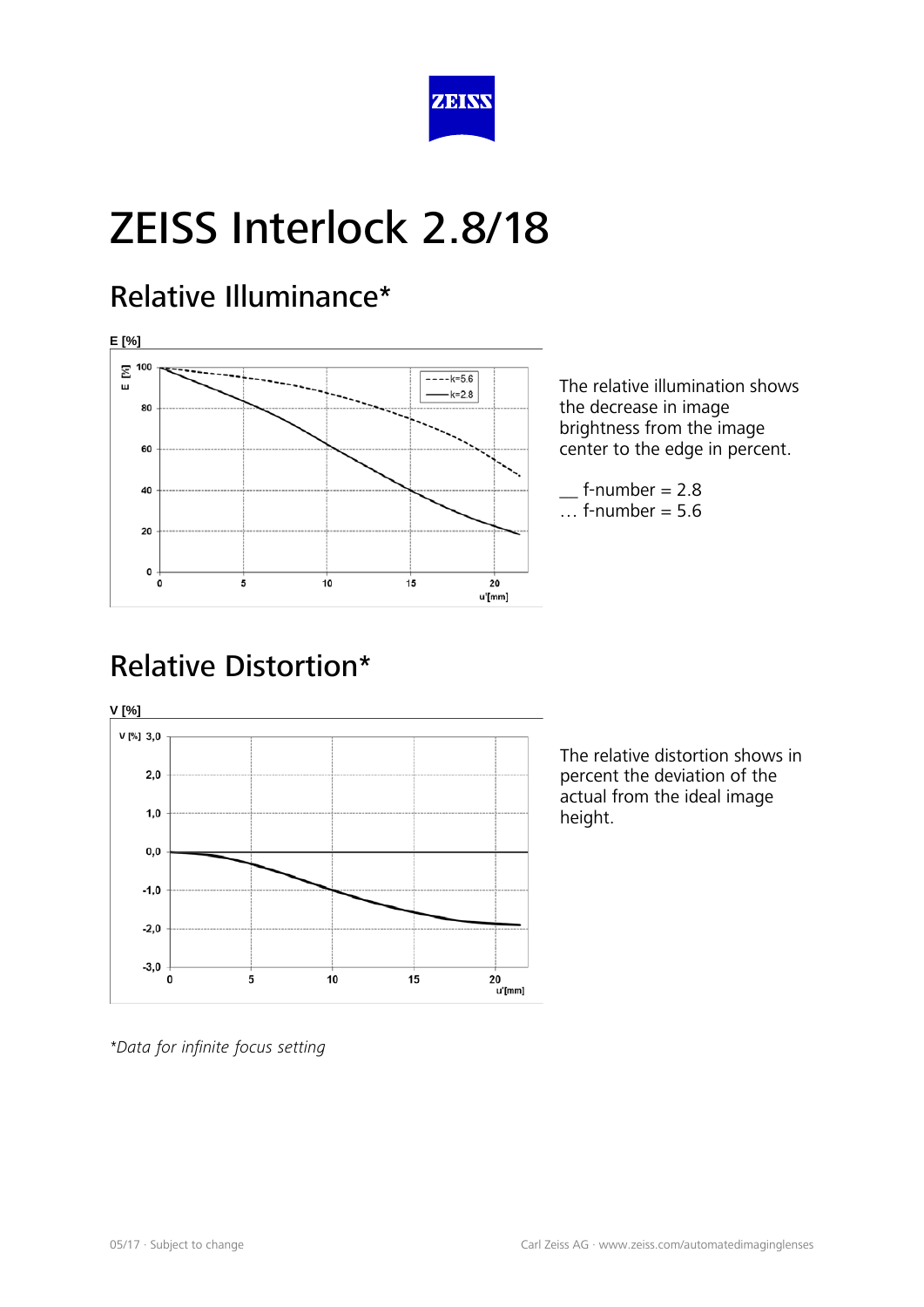# ZEISS Interlock 2.8/18

## Relative Illuminance*

The relative illumination shows the decrease in image brightness from the image center to the edge in percent.

__ f-number = 2.8
… f-number = 5.6

## Relative Distortion*

The relative distortion shows in percent the deviation of the actual from the ideal image height.

*\*Data for infinite focus setting*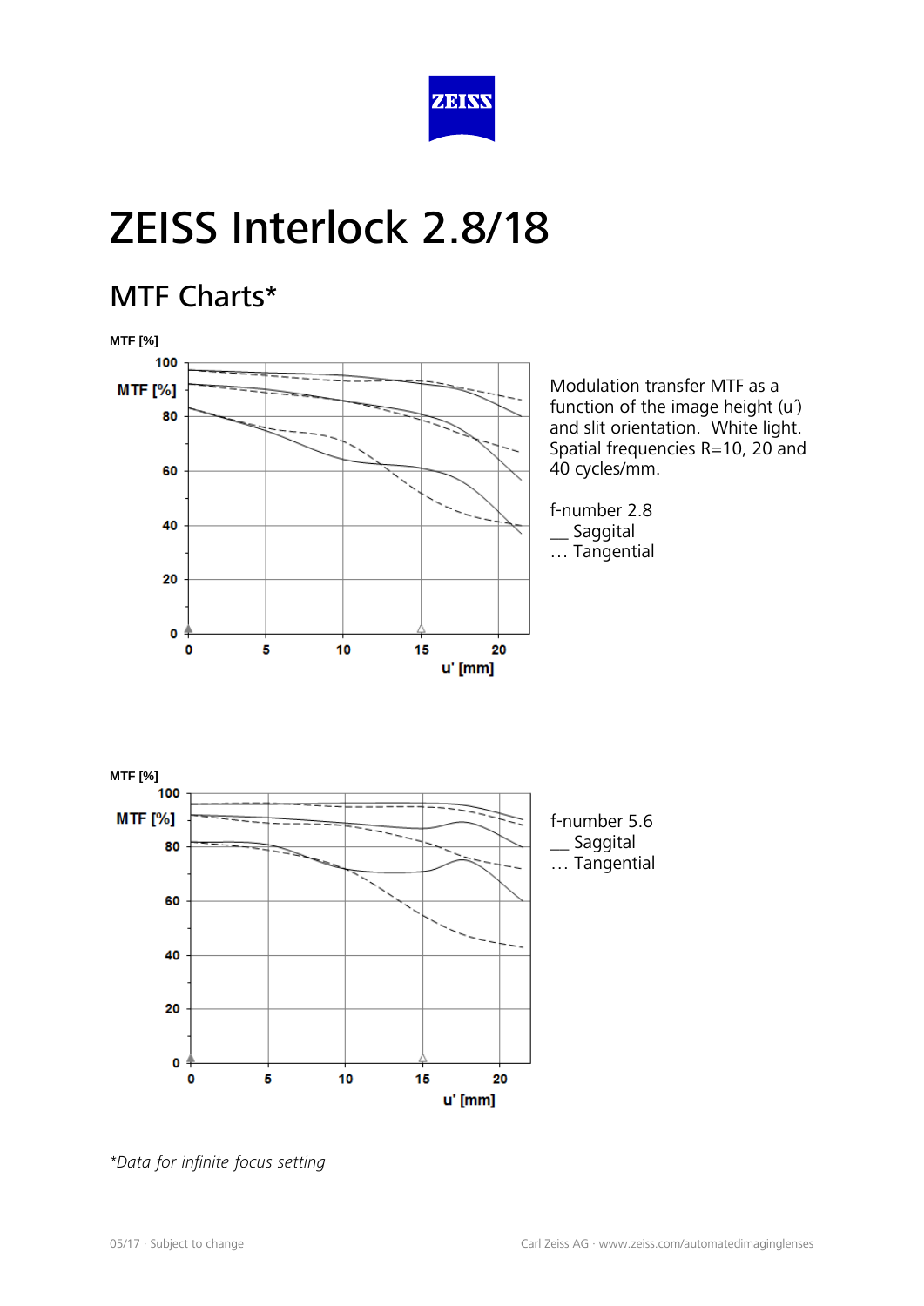# ZEISS Interlock 2.8/18

## MTF Charts*

Modulation transfer MTF as a function of the image height (u´) and slit orientation. White light. Spatial frequencies R=10, 20 and 40 cycles/mm.

f-number 2.8
__ Saggital
… Tangential

f-number 5.6
__ Saggital
… Tangential

*Data for infinite focus setting

05/17 · Subject to change

Carl Zeiss AG · www.zeiss.com/automatedimaginglenses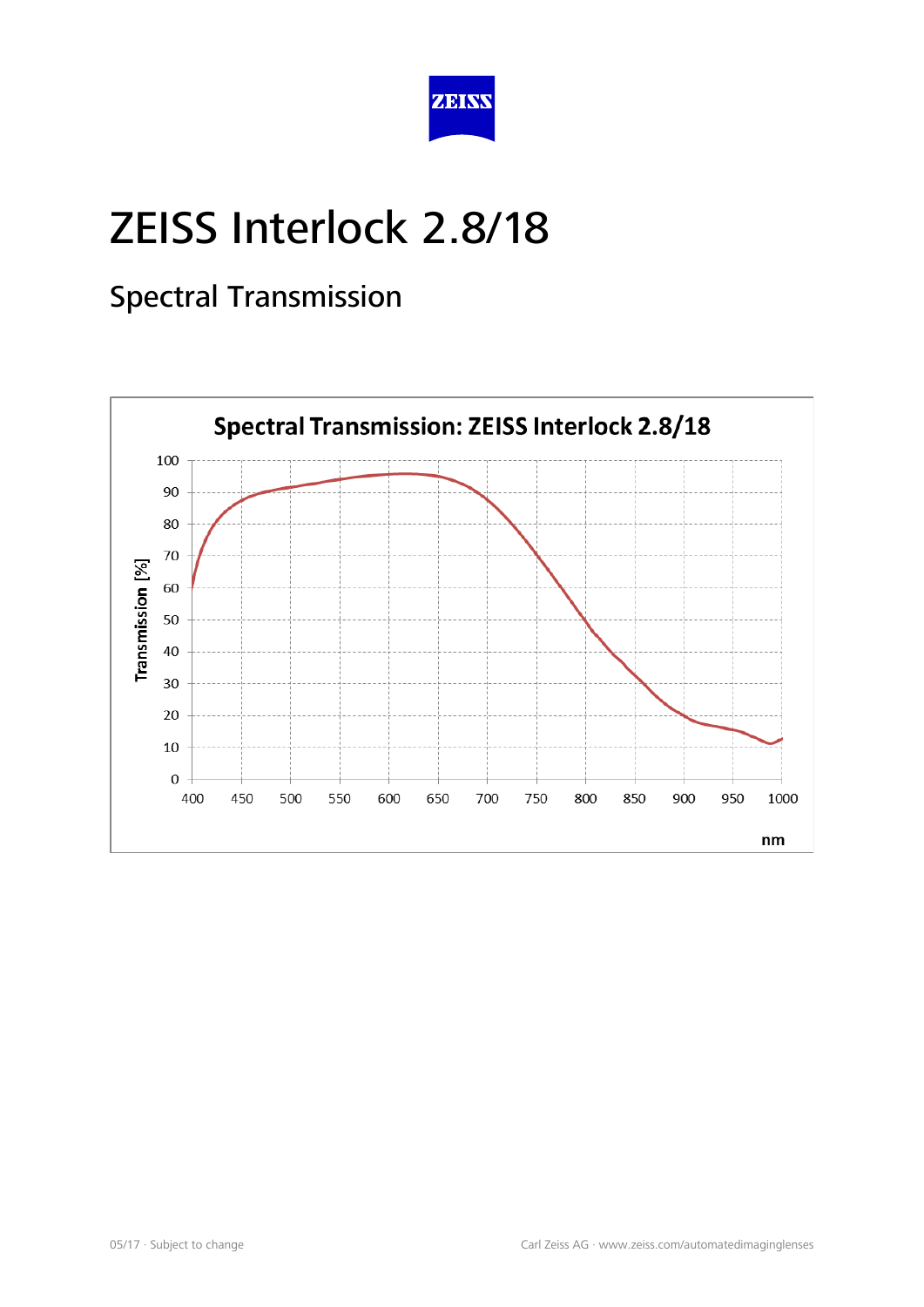# ZEISS Interlock 2.8/18

## Spectral Transmission

**Spectral Transmission: ZEISS Interlock 2.8/18**

Transmission [%]

100
90
80
70
60
50
40
30
20
10
0

400 450 500 550 600 650 700 750 800 850 900 950 1000

nm

05/17 · Subject to change

Carl Zeiss AG · www.zeiss.com/automatedimaginglenses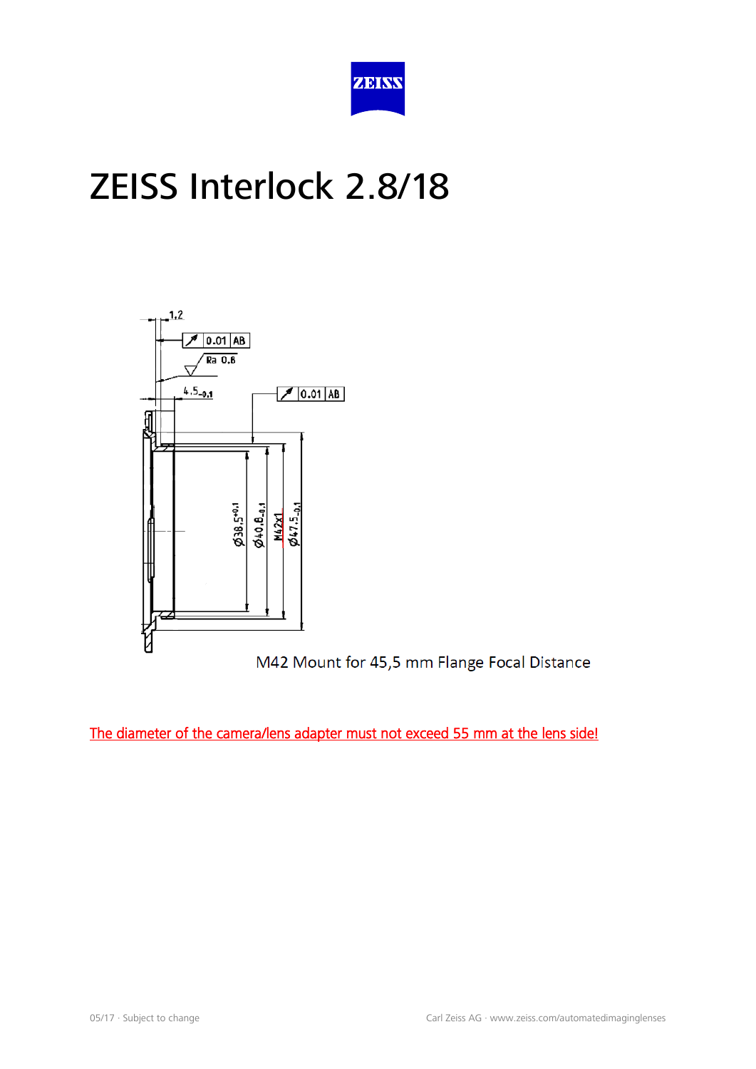# ZEISS Interlock 2.8/18

1,2

0.01 AB

Ra 0.8

$4.5_{-0.1}$

0.01 AB

$\varnothing 38.5^{+0.1}$

$\varnothing 40.8_{-0.1}$

M42x1

$\varnothing 47.5_{-0.1}$

M42 Mount for 45,5 mm Flange Focal Distance

The diameter of the camera/lens adapter must not exceed 55 mm at the lens side!

05/17 · Subject to change

Carl Zeiss AG · www.zeiss.com/automatedimaginglenses